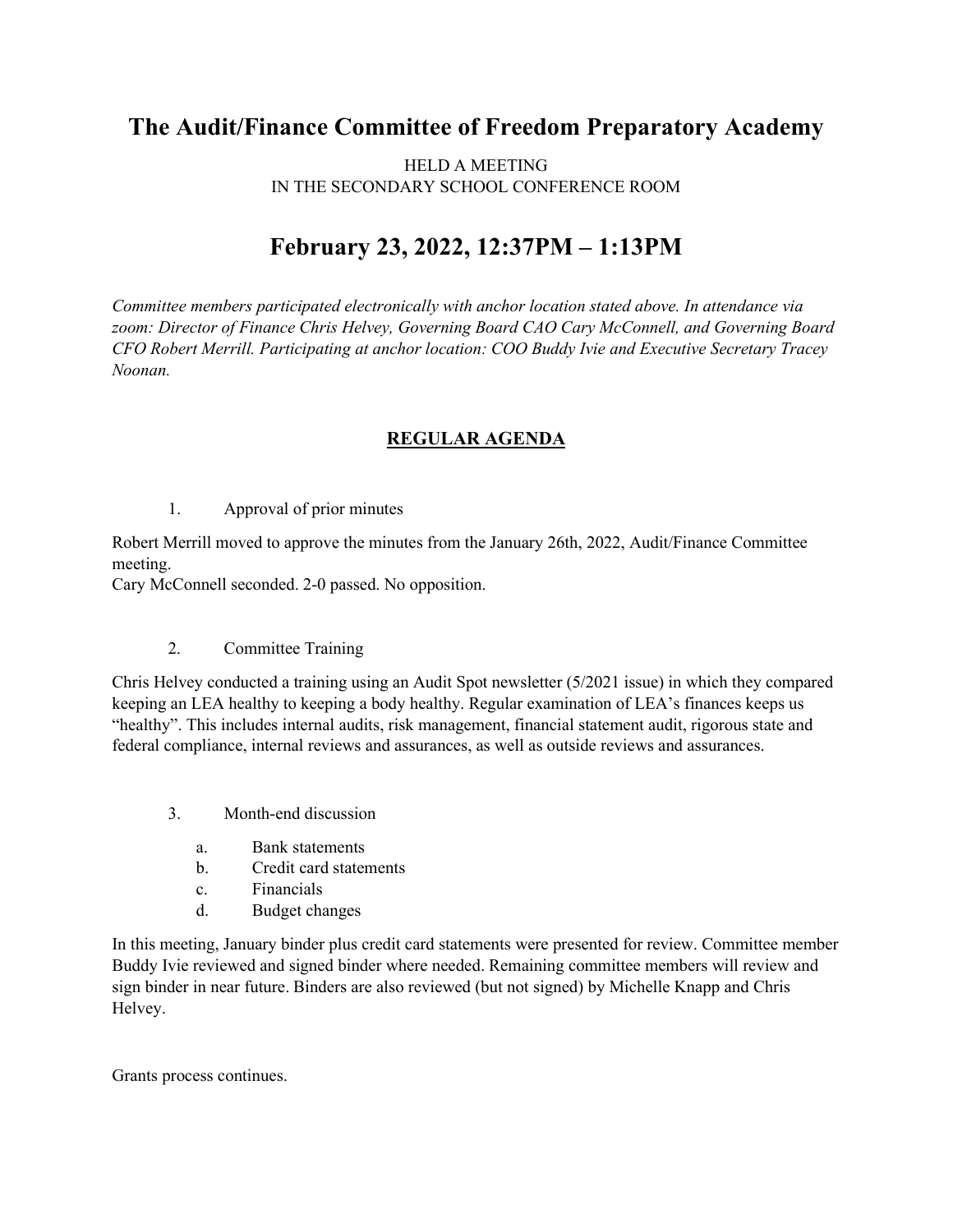# The Audit/Finance Committee of Freedom Preparatory Academy

HELD A MEETING
IN THE SECONDARY SCHOOL CONFERENCE ROOM

# February 23, 2022, 12:37PM – 1:13PM

*Committee members participated electronically with anchor location stated above. In attendance via zoom: Director of Finance Chris Helvey, Governing Board CAO Cary McConnell, and Governing Board CFO Robert Merrill. Participating at anchor location: COO Buddy Ivie and Executive Secretary Tracey Noonan.*

## REGULAR AGENDA

1. Approval of prior minutes

Robert Merrill moved to approve the minutes from the January 26th, 2022, Audit/Finance Committee meeting.
Cary McConnell seconded. 2-0 passed. No opposition.

2. Committee Training

Chris Helvey conducted a training using an Audit Spot newsletter (5/2021 issue) in which they compared keeping an LEA healthy to keeping a body healthy. Regular examination of LEA's finances keeps us "healthy". This includes internal audits, risk management, financial statement audit, rigorous state and federal compliance, internal reviews and assurances, as well as outside reviews and assurances.

3. Month-end discussion
    a. Bank statements
    b. Credit card statements
    c. Financials
    d. Budget changes

In this meeting, January binder plus credit card statements were presented for review. Committee member Buddy Ivie reviewed and signed binder where needed. Remaining committee members will review and sign binder in near future. Binders are also reviewed (but not signed) by Michelle Knapp and Chris Helvey.

Grants process continues.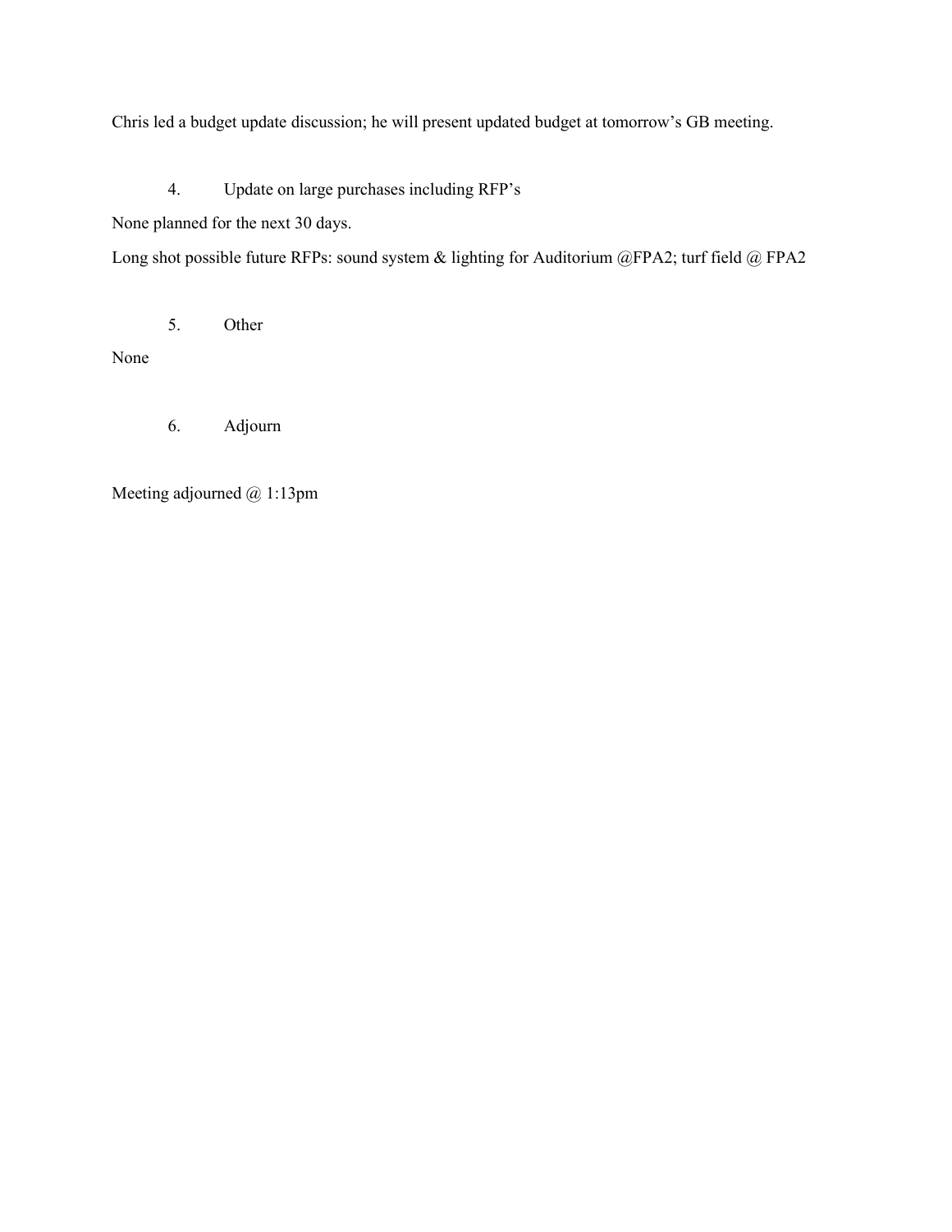Chris led a budget update discussion; he will present updated budget at tomorrow's GB meeting.

4. Update on large purchases including RFP's

None planned for the next 30 days.

Long shot possible future RFPs: sound system & lighting for Auditorium @FPA2; turf field @ FPA2

5. Other

None

6. Adjourn

Meeting adjourned @ 1:13pm